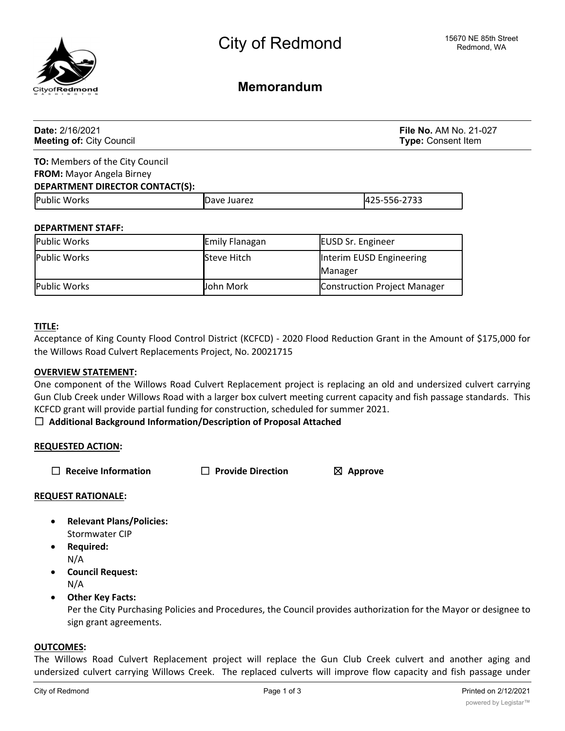# City of Redmond

15670 NE 85th Street
Redmond, WA

## Memorandum

**Date:** 2/16/2021
**Meeting of:** City Council

**File No.** AM No. 21-027
**Type:** Consent Item

**TO:** Members of the City Council
**FROM:** Mayor Angela Birney
**DEPARTMENT DIRECTOR CONTACT(S):**

| | | |
|---|---|---|
| Public Works | Dave Juarez | 425-556-2733 |

**DEPARTMENT STAFF:**

| | | |
|---|---|---|
| Public Works | Emily Flanagan | EUSD Sr. Engineer |
| Public Works | Steve Hitch | Interim EUSD Engineering Manager |
| Public Works | John Mork | Construction Project Manager |

**TITLE:**
Acceptance of King County Flood Control District (KCFCD) - 2020 Flood Reduction Grant in the Amount of $175,000 for the Willows Road Culvert Replacements Project, No. 20021715

**OVERVIEW STATEMENT:**
One component of the Willows Road Culvert Replacement project is replacing an old and undersized culvert carrying Gun Club Creek under Willows Road with a larger box culvert meeting current capacity and fish passage standards. This KCFCD grant will provide partial funding for construction, scheduled for summer 2021.

☐ **Additional Background Information/Description of Proposal Attached**

**REQUESTED ACTION:**

☐ **Receive Information** ☐ **Provide Direction** ☒ **Approve**

**REQUEST RATIONALE:**

- **Relevant Plans/Policies:**
  Stormwater CIP
- **Required:**
  N/A
- **Council Request:**
  N/A
- **Other Key Facts:**
  Per the City Purchasing Policies and Procedures, the Council provides authorization for the Mayor or designee to sign grant agreements.

**OUTCOMES:**
The Willows Road Culvert Replacement project will replace the Gun Club Creek culvert and another aging and undersized culvert carrying Willows Creek. The replaced culverts will improve flow capacity and fish passage under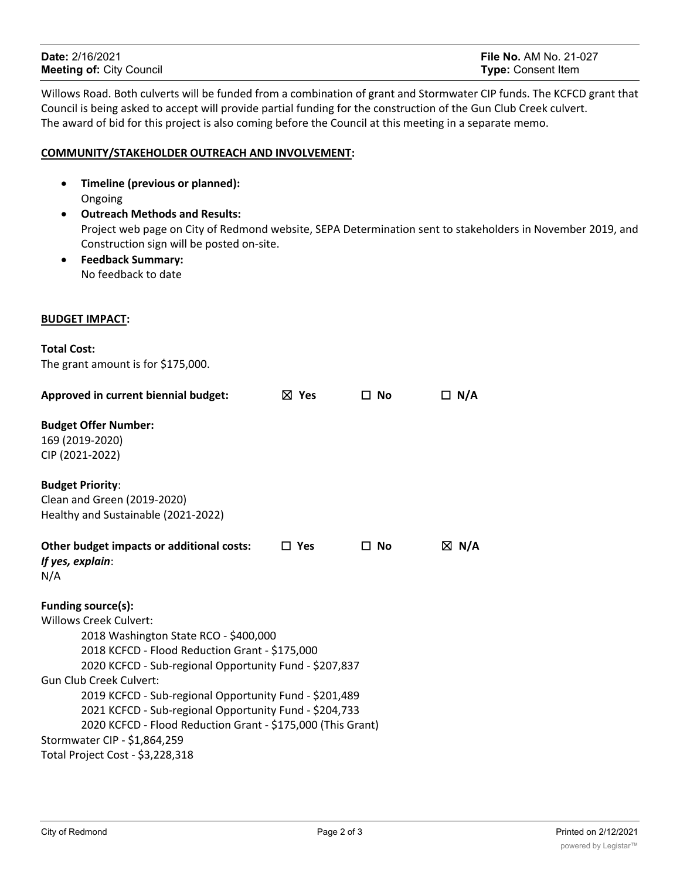Willows Road. Both culverts will be funded from a combination of grant and Stormwater CIP funds. The KCFCD grant that Council is being asked to accept will provide partial funding for the construction of the Gun Club Creek culvert. The award of bid for this project is also coming before the Council at this meeting in a separate memo.

**COMMUNITY/STAKEHOLDER OUTREACH AND INVOLVEMENT:**

- **Timeline (previous or planned):**
  Ongoing
- **Outreach Methods and Results:**
  Project web page on City of Redmond website, SEPA Determination sent to stakeholders in November 2019, and Construction sign will be posted on-site.
- **Feedback Summary:**
  No feedback to date

**BUDGET IMPACT:**

**Total Cost:**
The grant amount is for $175,000.

**Approved in current biennial budget:** ☒ Yes ☐ No ☐ N/A

**Budget Offer Number:**
169 (2019-2020)
CIP (2021-2022)

**Budget Priority**:
Clean and Green (2019-2020)
Healthy and Sustainable (2021-2022)

**Other budget impacts or additional costs:** ☐ Yes ☐ No ☒ N/A
***If yes, explain***:
N/A

**Funding source(s):**
Willows Creek Culvert:
- 2018 Washington State RCO - $400,000
- 2018 KCFCD - Flood Reduction Grant - $175,000
- 2020 KCFCD - Sub-regional Opportunity Fund - $207,837

Gun Club Creek Culvert:
- 2019 KCFCD - Sub-regional Opportunity Fund - $201,489
- 2021 KCFCD - Sub-regional Opportunity Fund - $204,733
- 2020 KCFCD - Flood Reduction Grant - $175,000 (This Grant)

Stormwater CIP - $1,864,259
Total Project Cost - $3,228,318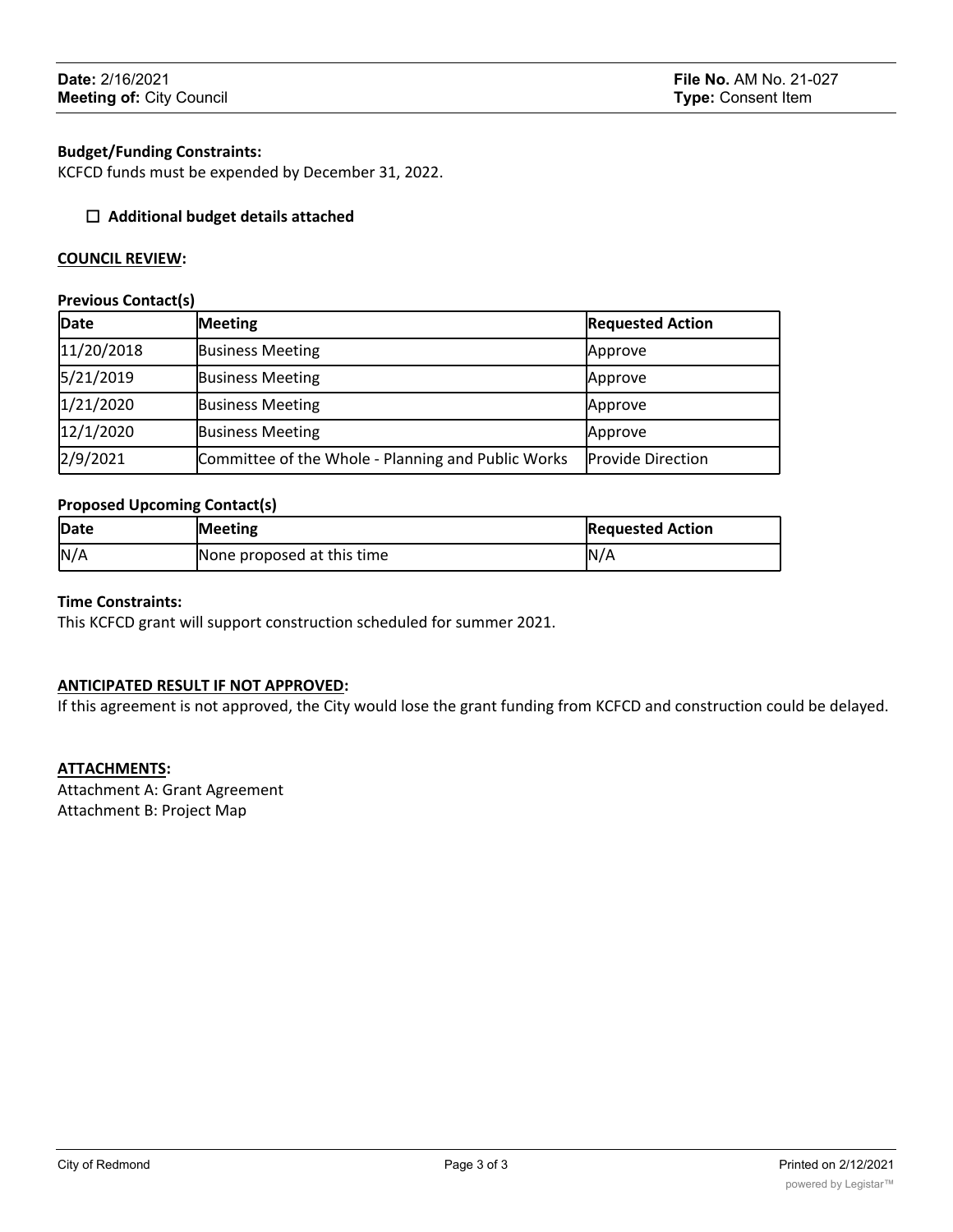**Budget/Funding Constraints:**
KCFCD funds must be expended by December 31, 2022.

☐ **Additional budget details attached**

**COUNCIL REVIEW:**

**Previous Contact(s)**

| Date | Meeting | Requested Action |
|---|---|---|
| 11/20/2018 | Business Meeting | Approve |
| 5/21/2019 | Business Meeting | Approve |
| 1/21/2020 | Business Meeting | Approve |
| 12/1/2020 | Business Meeting | Approve |
| 2/9/2021 | Committee of the Whole - Planning and Public Works | Provide Direction |

**Proposed Upcoming Contact(s)**

| Date | Meeting | Requested Action |
|---|---|---|
| N/A | None proposed at this time | N/A |

**Time Constraints:**
This KCFCD grant will support construction scheduled for summer 2021.

**ANTICIPATED RESULT IF NOT APPROVED:**
If this agreement is not approved, the City would lose the grant funding from KCFCD and construction could be delayed.

**ATTACHMENTS:**
Attachment A: Grant Agreement
Attachment B: Project Map